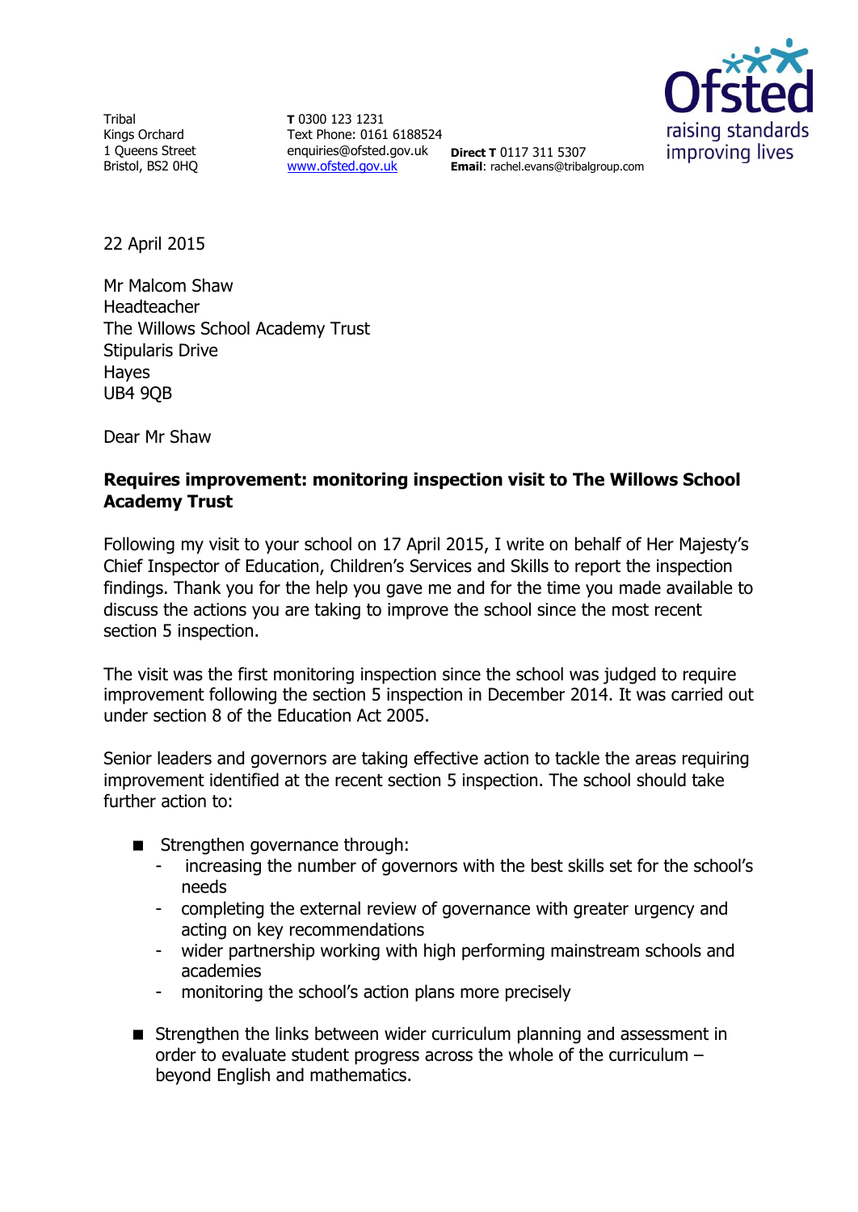Tribal
Kings Orchard
1 Queens Street
Bristol, BS2 0HQ

**T** 0300 123 1231
Text Phone: 0161 6188524
enquiries@ofsted.gov.uk
www.ofsted.gov.uk

**Direct T** 0117 311 5307
**Email**: rachel.evans@tribalgroup.com

Ofsted
raising standards
improving lives

22 April 2015

Mr Malcom Shaw
Headteacher
The Willows School Academy Trust
Stipularis Drive
Hayes
UB4 9QB

Dear Mr Shaw

**Requires improvement: monitoring inspection visit to The Willows School Academy Trust**

Following my visit to your school on 17 April 2015, I write on behalf of Her Majesty's Chief Inspector of Education, Children's Services and Skills to report the inspection findings. Thank you for the help you gave me and for the time you made available to discuss the actions you are taking to improve the school since the most recent section 5 inspection.

The visit was the first monitoring inspection since the school was judged to require improvement following the section 5 inspection in December 2014. It was carried out under section 8 of the Education Act 2005.

Senior leaders and governors are taking effective action to tackle the areas requiring improvement identified at the recent section 5 inspection. The school should take further action to:

- Strengthen governance through:
  - increasing the number of governors with the best skills set for the school's needs
  - completing the external review of governance with greater urgency and acting on key recommendations
  - wider partnership working with high performing mainstream schools and academies
  - monitoring the school's action plans more precisely
- Strengthen the links between wider curriculum planning and assessment in order to evaluate student progress across the whole of the curriculum – beyond English and mathematics.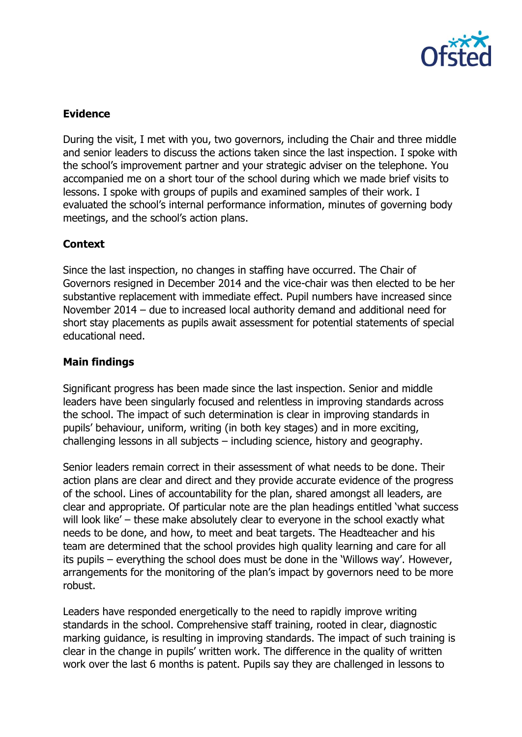## Evidence

During the visit, I met with you, two governors, including the Chair and three middle and senior leaders to discuss the actions taken since the last inspection. I spoke with the school's improvement partner and your strategic adviser on the telephone. You accompanied me on a short tour of the school during which we made brief visits to lessons. I spoke with groups of pupils and examined samples of their work. I evaluated the school's internal performance information, minutes of governing body meetings, and the school's action plans.

## Context

Since the last inspection, no changes in staffing have occurred. The Chair of Governors resigned in December 2014 and the vice-chair was then elected to be her substantive replacement with immediate effect. Pupil numbers have increased since November 2014 – due to increased local authority demand and additional need for short stay placements as pupils await assessment for potential statements of special educational need.

## Main findings

Significant progress has been made since the last inspection. Senior and middle leaders have been singularly focused and relentless in improving standards across the school. The impact of such determination is clear in improving standards in pupils' behaviour, uniform, writing (in both key stages) and in more exciting, challenging lessons in all subjects – including science, history and geography.

Senior leaders remain correct in their assessment of what needs to be done. Their action plans are clear and direct and they provide accurate evidence of the progress of the school. Lines of accountability for the plan, shared amongst all leaders, are clear and appropriate. Of particular note are the plan headings entitled 'what success will look like' – these make absolutely clear to everyone in the school exactly what needs to be done, and how, to meet and beat targets. The Headteacher and his team are determined that the school provides high quality learning and care for all its pupils – everything the school does must be done in the 'Willows way'. However, arrangements for the monitoring of the plan's impact by governors need to be more robust.

Leaders have responded energetically to the need to rapidly improve writing standards in the school. Comprehensive staff training, rooted in clear, diagnostic marking guidance, is resulting in improving standards. The impact of such training is clear in the change in pupils' written work. The difference in the quality of written work over the last 6 months is patent. Pupils say they are challenged in lessons to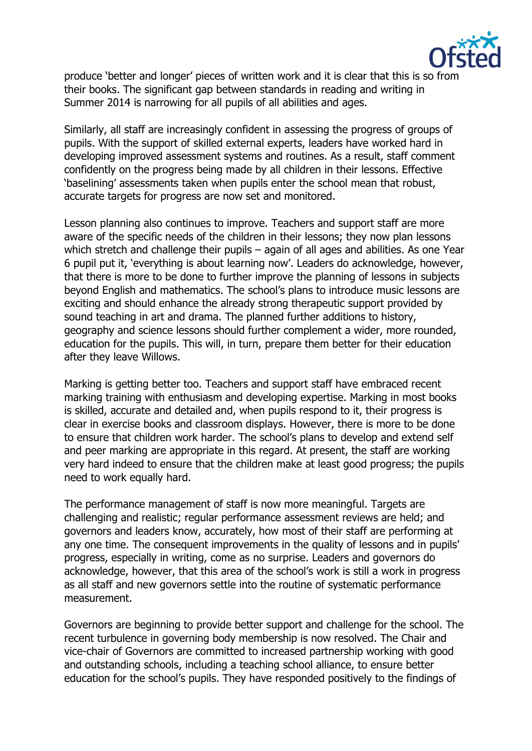produce 'better and longer' pieces of written work and it is clear that this is so from their books. The significant gap between standards in reading and writing in Summer 2014 is narrowing for all pupils of all abilities and ages.

Similarly, all staff are increasingly confident in assessing the progress of groups of pupils. With the support of skilled external experts, leaders have worked hard in developing improved assessment systems and routines. As a result, staff comment confidently on the progress being made by all children in their lessons. Effective 'baselining' assessments taken when pupils enter the school mean that robust, accurate targets for progress are now set and monitored.

Lesson planning also continues to improve. Teachers and support staff are more aware of the specific needs of the children in their lessons; they now plan lessons which stretch and challenge their pupils – again of all ages and abilities. As one Year 6 pupil put it, 'everything is about learning now'. Leaders do acknowledge, however, that there is more to be done to further improve the planning of lessons in subjects beyond English and mathematics. The school's plans to introduce music lessons are exciting and should enhance the already strong therapeutic support provided by sound teaching in art and drama. The planned further additions to history, geography and science lessons should further complement a wider, more rounded, education for the pupils. This will, in turn, prepare them better for their education after they leave Willows.

Marking is getting better too. Teachers and support staff have embraced recent marking training with enthusiasm and developing expertise. Marking in most books is skilled, accurate and detailed and, when pupils respond to it, their progress is clear in exercise books and classroom displays. However, there is more to be done to ensure that children work harder. The school's plans to develop and extend self and peer marking are appropriate in this regard. At present, the staff are working very hard indeed to ensure that the children make at least good progress; the pupils need to work equally hard.

The performance management of staff is now more meaningful. Targets are challenging and realistic; regular performance assessment reviews are held; and governors and leaders know, accurately, how most of their staff are performing at any one time. The consequent improvements in the quality of lessons and in pupils' progress, especially in writing, come as no surprise. Leaders and governors do acknowledge, however, that this area of the school's work is still a work in progress as all staff and new governors settle into the routine of systematic performance measurement.

Governors are beginning to provide better support and challenge for the school. The recent turbulence in governing body membership is now resolved. The Chair and vice-chair of Governors are committed to increased partnership working with good and outstanding schools, including a teaching school alliance, to ensure better education for the school's pupils. They have responded positively to the findings of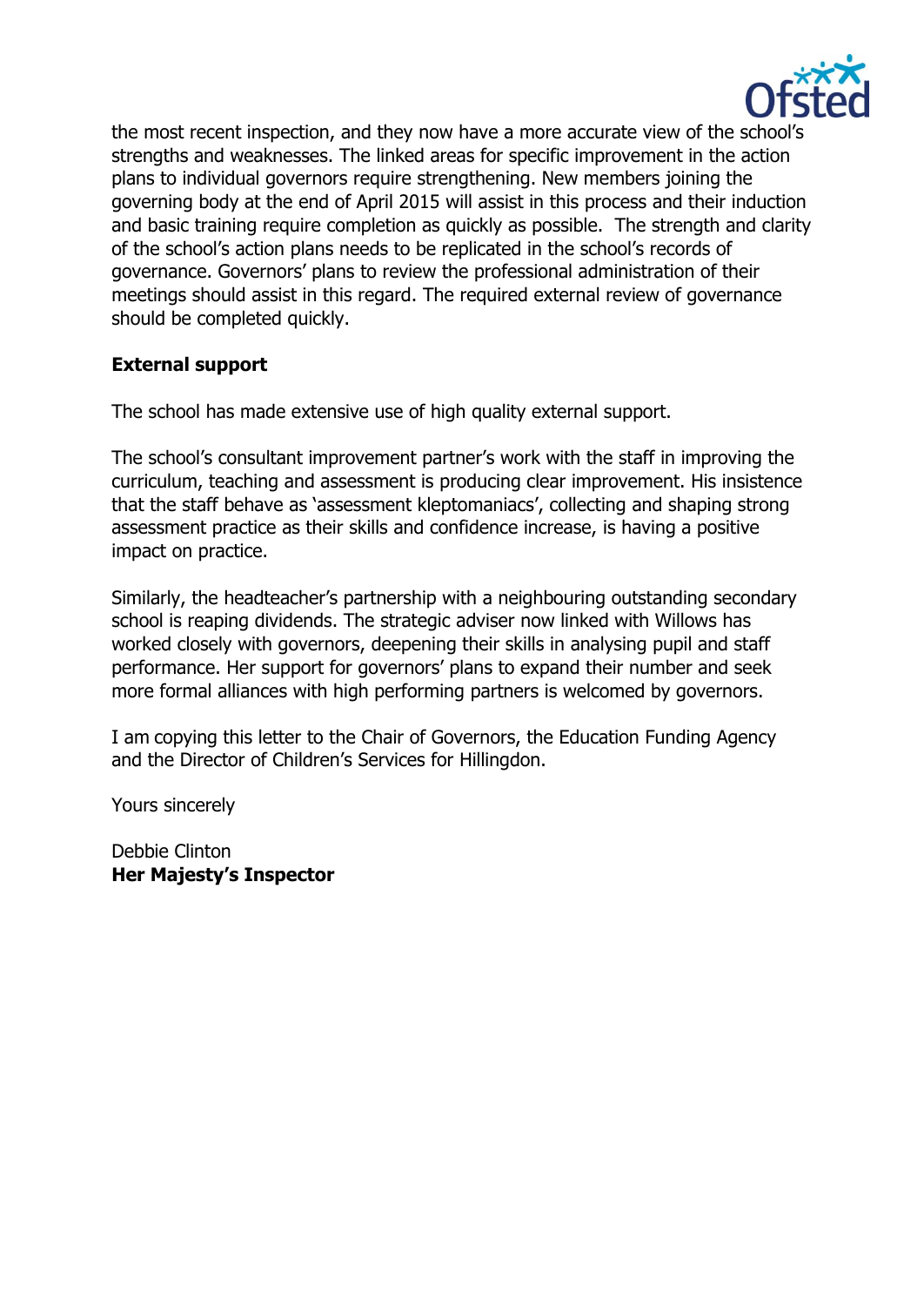the most recent inspection, and they now have a more accurate view of the school's strengths and weaknesses. The linked areas for specific improvement in the action plans to individual governors require strengthening. New members joining the governing body at the end of April 2015 will assist in this process and their induction and basic training require completion as quickly as possible. The strength and clarity of the school's action plans needs to be replicated in the school's records of governance. Governors' plans to review the professional administration of their meetings should assist in this regard. The required external review of governance should be completed quickly.

**External support**

The school has made extensive use of high quality external support.

The school's consultant improvement partner's work with the staff in improving the curriculum, teaching and assessment is producing clear improvement. His insistence that the staff behave as 'assessment kleptomaniacs', collecting and shaping strong assessment practice as their skills and confidence increase, is having a positive impact on practice.

Similarly, the headteacher's partnership with a neighbouring outstanding secondary school is reaping dividends. The strategic adviser now linked with Willows has worked closely with governors, deepening their skills in analysing pupil and staff performance. Her support for governors' plans to expand their number and seek more formal alliances with high performing partners is welcomed by governors.

I am copying this letter to the Chair of Governors, the Education Funding Agency and the Director of Children's Services for Hillingdon.

Yours sincerely

Debbie Clinton
**Her Majesty's Inspector**